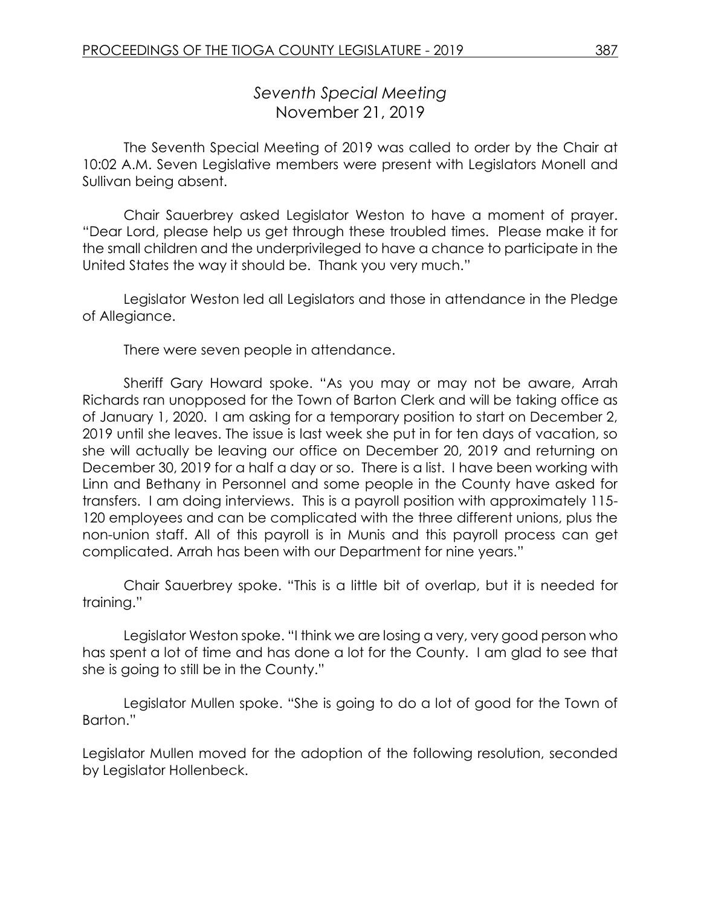## *Seventh Special Meeting*
November 21, 2019

The Seventh Special Meeting of 2019 was called to order by the Chair at 10:02 A.M. Seven Legislative members were present with Legislators Monell and Sullivan being absent.

Chair Sauerbrey asked Legislator Weston to have a moment of prayer. "Dear Lord, please help us get through these troubled times. Please make it for the small children and the underprivileged to have a chance to participate in the United States the way it should be. Thank you very much."

Legislator Weston led all Legislators and those in attendance in the Pledge of Allegiance.

There were seven people in attendance.

Sheriff Gary Howard spoke. "As you may or may not be aware, Arrah Richards ran unopposed for the Town of Barton Clerk and will be taking office as of January 1, 2020. I am asking for a temporary position to start on December 2, 2019 until she leaves. The issue is last week she put in for ten days of vacation, so she will actually be leaving our office on December 20, 2019 and returning on December 30, 2019 for a half a day or so. There is a list. I have been working with Linn and Bethany in Personnel and some people in the County have asked for transfers. I am doing interviews. This is a payroll position with approximately 115-120 employees and can be complicated with the three different unions, plus the non-union staff. All of this payroll is in Munis and this payroll process can get complicated. Arrah has been with our Department for nine years."

Chair Sauerbrey spoke. "This is a little bit of overlap, but it is needed for training."

Legislator Weston spoke. "I think we are losing a very, very good person who has spent a lot of time and has done a lot for the County. I am glad to see that she is going to still be in the County."

Legislator Mullen spoke. "She is going to do a lot of good for the Town of Barton."

Legislator Mullen moved for the adoption of the following resolution, seconded by Legislator Hollenbeck.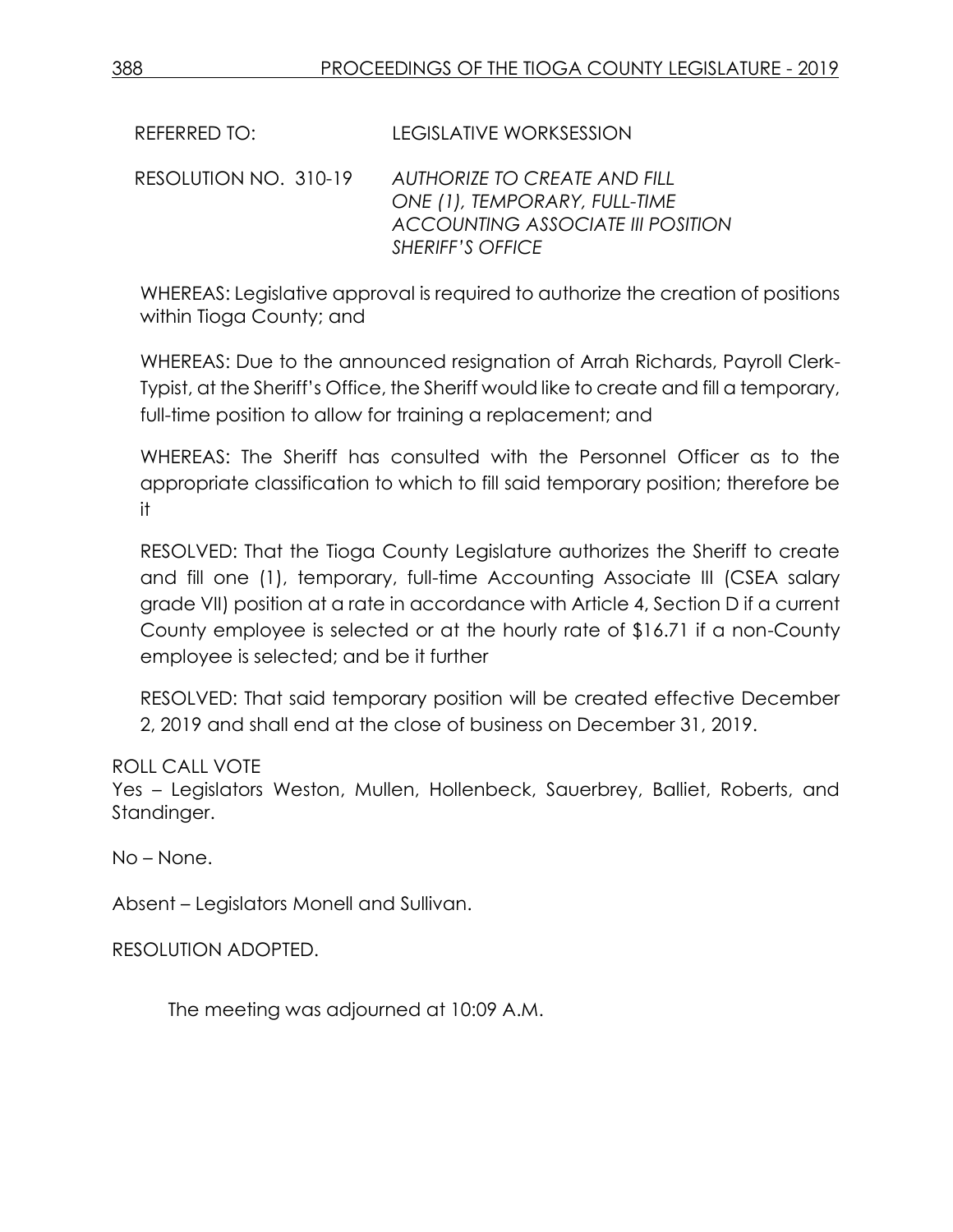REFERRED TO: LEGISLATIVE WORKSESSION

RESOLUTION NO. 310-19 *AUTHORIZE TO CREATE AND FILL ONE (1), TEMPORARY, FULL-TIME ACCOUNTING ASSOCIATE III POSITION SHERIFF'S OFFICE*

WHEREAS: Legislative approval is required to authorize the creation of positions within Tioga County; and

WHEREAS: Due to the announced resignation of Arrah Richards, Payroll Clerk-Typist, at the Sheriff's Office, the Sheriff would like to create and fill a temporary, full-time position to allow for training a replacement; and

WHEREAS: The Sheriff has consulted with the Personnel Officer as to the appropriate classification to which to fill said temporary position; therefore be it

RESOLVED: That the Tioga County Legislature authorizes the Sheriff to create and fill one (1), temporary, full-time Accounting Associate III (CSEA salary grade VII) position at a rate in accordance with Article 4, Section D if a current County employee is selected or at the hourly rate of $16.71 if a non-County employee is selected; and be it further

RESOLVED: That said temporary position will be created effective December 2, 2019 and shall end at the close of business on December 31, 2019.

ROLL CALL VOTE
Yes – Legislators Weston, Mullen, Hollenbeck, Sauerbrey, Balliet, Roberts, and Standinger.

No – None.

Absent – Legislators Monell and Sullivan.

RESOLUTION ADOPTED.

The meeting was adjourned at 10:09 A.M.